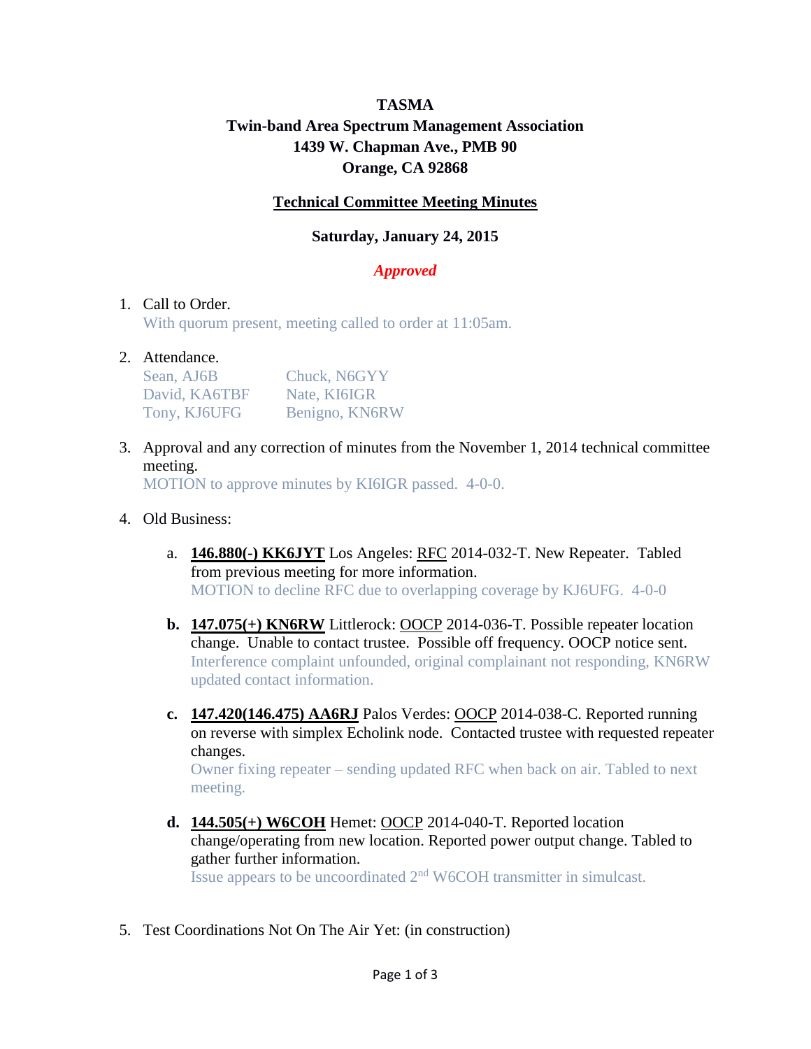**TASMA**

**Twin-band Area Spectrum Management Association**

**1439 W. Chapman Ave., PMB 90**

**Orange, CA 92868**

**Technical Committee Meeting Minutes**

**Saturday, January 24, 2015**

***Approved***

1. Call to Order.
   With quorum present, meeting called to order at 11:05am.

2. Attendance.

   | | |
   |---|---|
   | Sean, AJ6B | Chuck, N6GYY |
   | David, KA6TBF | Nate, KI6IGR |
   | Tony, KJ6UFG | Benigno, KN6RW |

3. Approval and any correction of minutes from the November 1, 2014 technical committee meeting.
   MOTION to approve minutes by KI6IGR passed. 4-0-0.

4. Old Business:

   a. **146.880(-) KK6JYT** Los Angeles: RFC 2014-032-T. New Repeater. Tabled from previous meeting for more information.
   MOTION to decline RFC due to overlapping coverage by KJ6UFG. 4-0-0

   **b.** **147.075(+) KN6RW** Littlerock: OOCP 2014-036-T. Possible repeater location change. Unable to contact trustee. Possible off frequency. OOCP notice sent.
   Interference complaint unfounded, original complainant not responding, KN6RW updated contact information.

   **c.** **147.420(146.475) AA6RJ** Palos Verdes: OOCP 2014-038-C. Reported running on reverse with simplex Echolink node. Contacted trustee with requested repeater changes.
   Owner fixing repeater – sending updated RFC when back on air. Tabled to next meeting.

   **d.** **144.505(+) W6COH** Hemet: OOCP 2014-040-T. Reported location change/operating from new location. Reported power output change. Tabled to gather further information.
   Issue appears to be uncoordinated 2nd W6COH transmitter in simulcast.

5. Test Coordinations Not On The Air Yet: (in construction)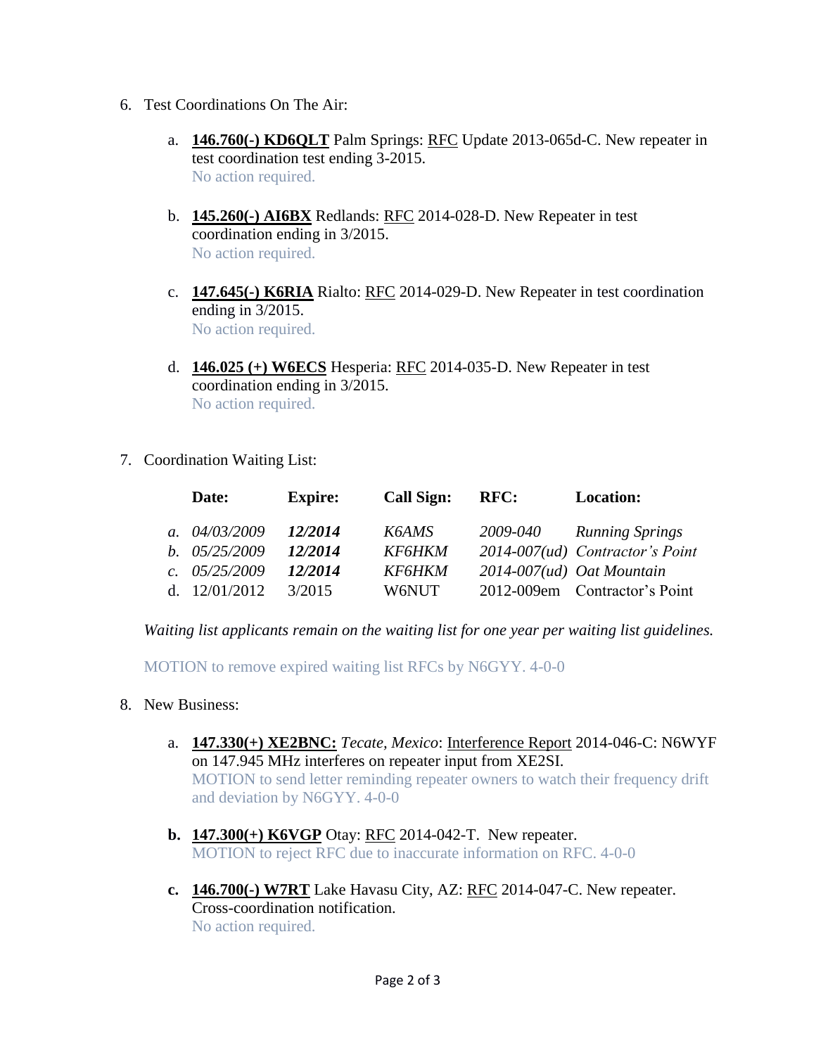6. Test Coordinations On The Air:

    a. **146.760(-) KD6QLT** Palm Springs: RFC Update 2013-065d-C. New repeater in test coordination test ending 3-2015.
    No action required.

    b. **145.260(-) AI6BX** Redlands: RFC 2014-028-D. New Repeater in test coordination ending in 3/2015.
    No action required.

    c. **147.645(-) K6RIA** Rialto: RFC 2014-029-D. New Repeater in test coordination ending in 3/2015.
    No action required.

    d. **146.025 (+) W6ECS** Hesperia: RFC 2014-035-D. New Repeater in test coordination ending in 3/2015.
    No action required.

7. Coordination Waiting List:

| | Date: | Expire: | Call Sign: | RFC: | Location: |
|---|---|---|---|---|---|
| *a.* | *04/03/2009* | ***12/2014*** | *K6AMS* | *2009-040* | *Running Springs* |
| *b.* | *05/25/2009* | ***12/2014*** | *KF6HKM* | *2014-007(ud)* | *Contractor's Point* |
| *c.* | *05/25/2009* | ***12/2014*** | *KF6HKM* | *2014-007(ud)* | *Oat Mountain* |
| d. | 12/01/2012 | 3/2015 | W6NUT | 2012-009em | Contractor's Point |

*Waiting list applicants remain on the waiting list for one year per waiting list guidelines.*

MOTION to remove expired waiting list RFCs by N6GYY. 4-0-0

8. New Business:

    a. **147.330(+) XE2BNC:** *Tecate, Mexico*: Interference Report 2014-046-C: N6WYF on 147.945 MHz interferes on repeater input from XE2SI.
    MOTION to send letter reminding repeater owners to watch their frequency drift and deviation by N6GYY. 4-0-0

    **b.** **147.300(+) K6VGP** Otay: RFC 2014-042-T. New repeater.
    MOTION to reject RFC due to inaccurate information on RFC. 4-0-0

    **c.** **146.700(-) W7RT** Lake Havasu City, AZ: RFC 2014-047-C. New repeater. Cross-coordination notification.
    No action required.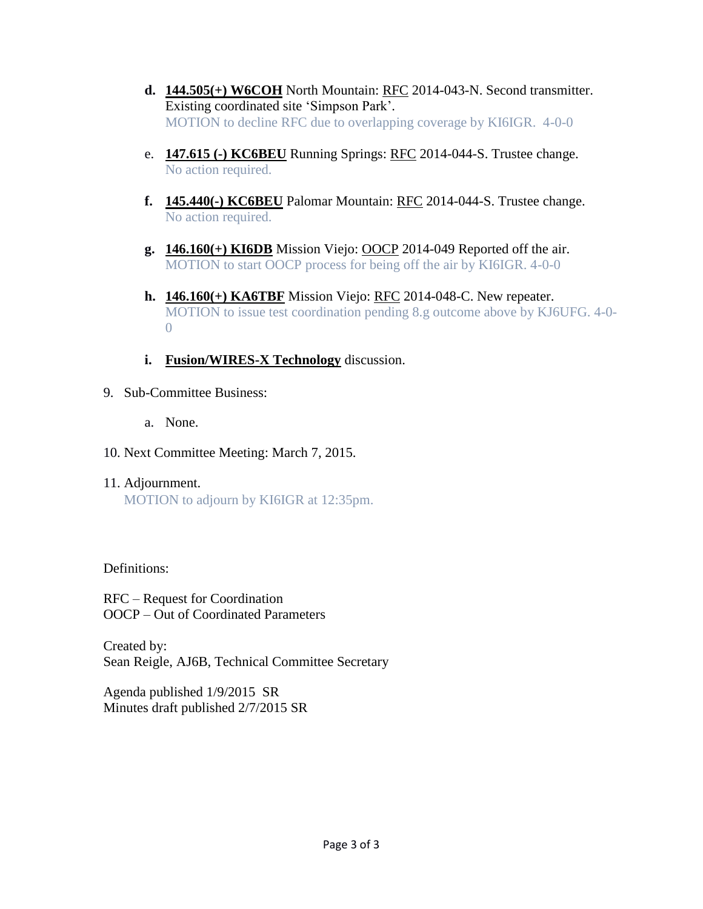- **d.** **144.505(+) W6COH** North Mountain: RFC 2014-043-N. Second transmitter. Existing coordinated site 'Simpson Park'.
  MOTION to decline RFC due to overlapping coverage by KI6IGR. 4-0-0

- e. **147.615 (-) KC6BEU** Running Springs: RFC 2014-044-S. Trustee change.
  No action required.

- **f.** **145.440(-) KC6BEU** Palomar Mountain: RFC 2014-044-S. Trustee change.
  No action required.

- **g.** **146.160(+) KI6DB** Mission Viejo: OOCP 2014-049 Reported off the air.
  MOTION to start OOCP process for being off the air by KI6IGR. 4-0-0

- **h.** **146.160(+) KA6TBF** Mission Viejo: RFC 2014-048-C. New repeater.
  MOTION to issue test coordination pending 8.g outcome above by KJ6UFG. 4-0-0

- **i.** **Fusion/WIRES-X Technology** discussion.

9. Sub-Committee Business:

   a. None.

10. Next Committee Meeting: March 7, 2015.

11. Adjournment.
    MOTION to adjourn by KI6IGR at 12:35pm.

Definitions:

RFC – Request for Coordination
OOCP – Out of Coordinated Parameters

Created by:
Sean Reigle, AJ6B, Technical Committee Secretary

Agenda published 1/9/2015 SR
Minutes draft published 2/7/2015 SR